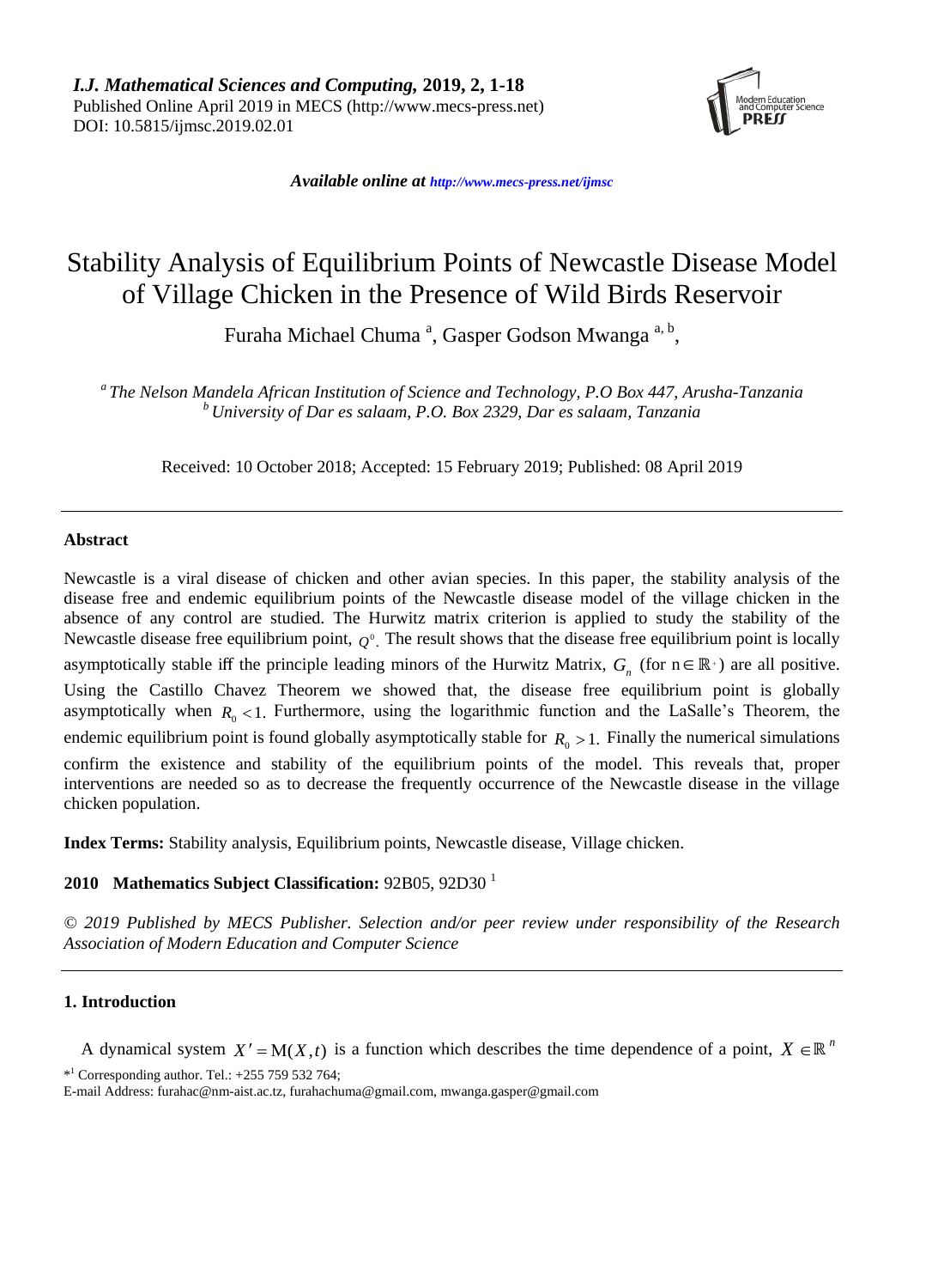*I.J. Mathematical Sciences and Computing,* **2019, 2, 1-18**
Published Online April 2019 in MECS (http://www.mecs-press.net)
DOI: 10.5815/ijmsc.2019.02.01

*Available online at http://www.mecs-press.net/ijmsc*

# Stability Analysis of Equilibrium Points of Newcastle Disease Model of Village Chicken in the Presence of Wild Birds Reservoir

Furaha Michael Chuma [a], Gasper Godson Mwanga [a, b],

[a] *The Nelson Mandela African Institution of Science and Technology, P.O Box 447, Arusha-Tanzania*
[b] *University of Dar es salaam, P.O. Box 2329, Dar es salaam, Tanzania*

Received: 10 October 2018; Accepted: 15 February 2019; Published: 08 April 2019

---

## Abstract

Newcastle is a viral disease of chicken and other avian species. In this paper, the stability analysis of the disease free and endemic equilibrium points of the Newcastle disease model of the village chicken in the absence of any control are studied. The Hurwitz matrix criterion is applied to study the stability of the Newcastle disease free equilibrium point, $Q^0$. The result shows that the disease free equilibrium point is locally asymptotically stable iff the principle leading minors of the Hurwitz Matrix, $G_n$ (for $n \in \mathbb{R}^+$) are all positive. Using the Castillo Chavez Theorem we showed that, the disease free equilibrium point is globally asymptotically when $R_0 < 1$. Furthermore, using the logarithmic function and the LaSalle's Theorem, the endemic equilibrium point is found globally asymptotically stable for $R_0 > 1$. Finally the numerical simulations confirm the existence and stability of the equilibrium points of the model. This reveals that, proper interventions are needed so as to decrease the frequently occurrence of the Newcastle disease in the village chicken population.

**Index Terms:** Stability analysis, Equilibrium points, Newcastle disease, Village chicken.

**2010 Mathematics Subject Classification:** 92B05, 92D30 [1]

*© 2019 Published by MECS Publisher. Selection and/or peer review under responsibility of the Research Association of Modern Education and Computer Science*

---

## 1. Introduction

A dynamical system $X' = \mathrm{M}(X,t)$ is a function which describes the time dependence of a point, $X \in \mathbb{R}^n$

*[1] Corresponding author. Tel.: +255 759 532 764;
E-mail Address: furahac@nm-aist.ac.tz, furahachuma@gmail.com, mwanga.gasper@gmail.com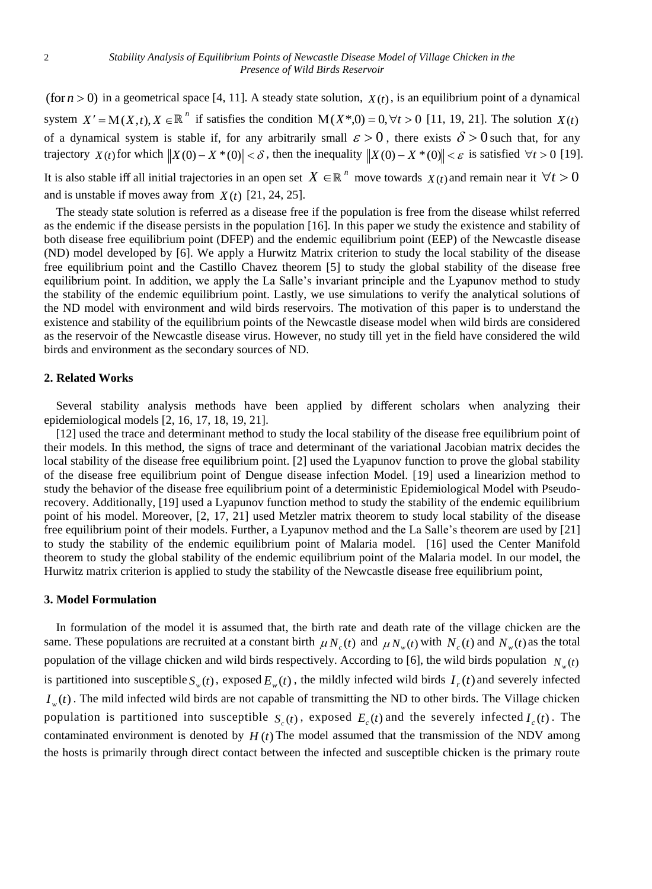$(\text{for}\, n > 0)$ in a geometrical space [4, 11]. A steady state solution, $X(t)$, is an equilibrium point of a dynamical system $X' = \mathrm{M}(X,t), X \in \mathbb{R}^n$ if satisfies the condition $\mathrm{M}(X^*,0) = 0, \forall t > 0$ [11, 19, 21]. The solution $X(t)$ of a dynamical system is stable if, for any arbitrarily small $\varepsilon > 0$, there exists $\delta > 0$ such that, for any trajectory $X(t)$ for which $\|X(0) - X^*(0)\| < \delta$, then the inequality $\|X(0) - X^*(0)\| < \varepsilon$ is satisfied $\forall t > 0$ [19]. It is also stable iff all initial trajectories in an open set $X \in \mathbb{R}^n$ move towards $X(t)$ and remain near it $\forall t > 0$ and is unstable if moves away from $X(t)$ [21, 24, 25].

The steady state solution is referred as a disease free if the population is free from the disease whilst referred as the endemic if the disease persists in the population [16]. In this paper we study the existence and stability of both disease free equilibrium point (DFEP) and the endemic equilibrium point (EEP) of the Newcastle disease (ND) model developed by [6]. We apply a Hurwitz Matrix criterion to study the local stability of the disease free equilibrium point and the Castillo Chavez theorem [5] to study the global stability of the disease free equilibrium point. In addition, we apply the La Salle's invariant principle and the Lyapunov method to study the stability of the endemic equilibrium point. Lastly, we use simulations to verify the analytical solutions of the ND model with environment and wild birds reservoirs. The motivation of this paper is to understand the existence and stability of the equilibrium points of the Newcastle disease model when wild birds are considered as the reservoir of the Newcastle disease virus. However, no study till yet in the field have considered the wild birds and environment as the secondary sources of ND.

## 2. Related Works

Several stability analysis methods have been applied by different scholars when analyzing their epidemiological models [2, 16, 17, 18, 19, 21].

[12] used the trace and determinant method to study the local stability of the disease free equilibrium point of their models. In this method, the signs of trace and determinant of the variational Jacobian matrix decides the local stability of the disease free equilibrium point. [2] used the Lyapunov function to prove the global stability of the disease free equilibrium point of Dengue disease infection Model. [19] used a linearizion method to study the behavior of the disease free equilibrium point of a deterministic Epidemiological Model with Pseudo-recovery. Additionally, [19] used a Lyapunov function method to study the stability of the endemic equilibrium point of his model. Moreover, [2, 17, 21] used Metzler matrix theorem to study local stability of the disease free equilibrium point of their models. Further, a Lyapunov method and the La Salle's theorem are used by [21] to study the stability of the endemic equilibrium point of Malaria model. [16] used the Center Manifold theorem to study the global stability of the endemic equilibrium point of the Malaria model. In our model, the Hurwitz matrix criterion is applied to study the stability of the Newcastle disease free equilibrium point,

## 3. Model Formulation

In formulation of the model it is assumed that, the birth rate and death rate of the village chicken are the same. These populations are recruited at a constant birth $\mu N_c(t)$ and $\mu N_w(t)$ with $N_c(t)$ and $N_w(t)$ as the total population of the village chicken and wild birds respectively. According to [6], the wild birds population $N_w(t)$ is partitioned into susceptible $S_w(t)$, exposed $E_w(t)$, the mildly infected wild birds $I_r(t)$ and severely infected $I_w(t)$. The mild infected wild birds are not capable of transmitting the ND to other birds. The Village chicken population is partitioned into susceptible $S_c(t)$, exposed $E_c(t)$ and the severely infected $I_c(t)$. The contaminated environment is denoted by $H(t)$ The model assumed that the transmission of the NDV among the hosts is primarily through direct contact between the infected and susceptible chicken is the primary route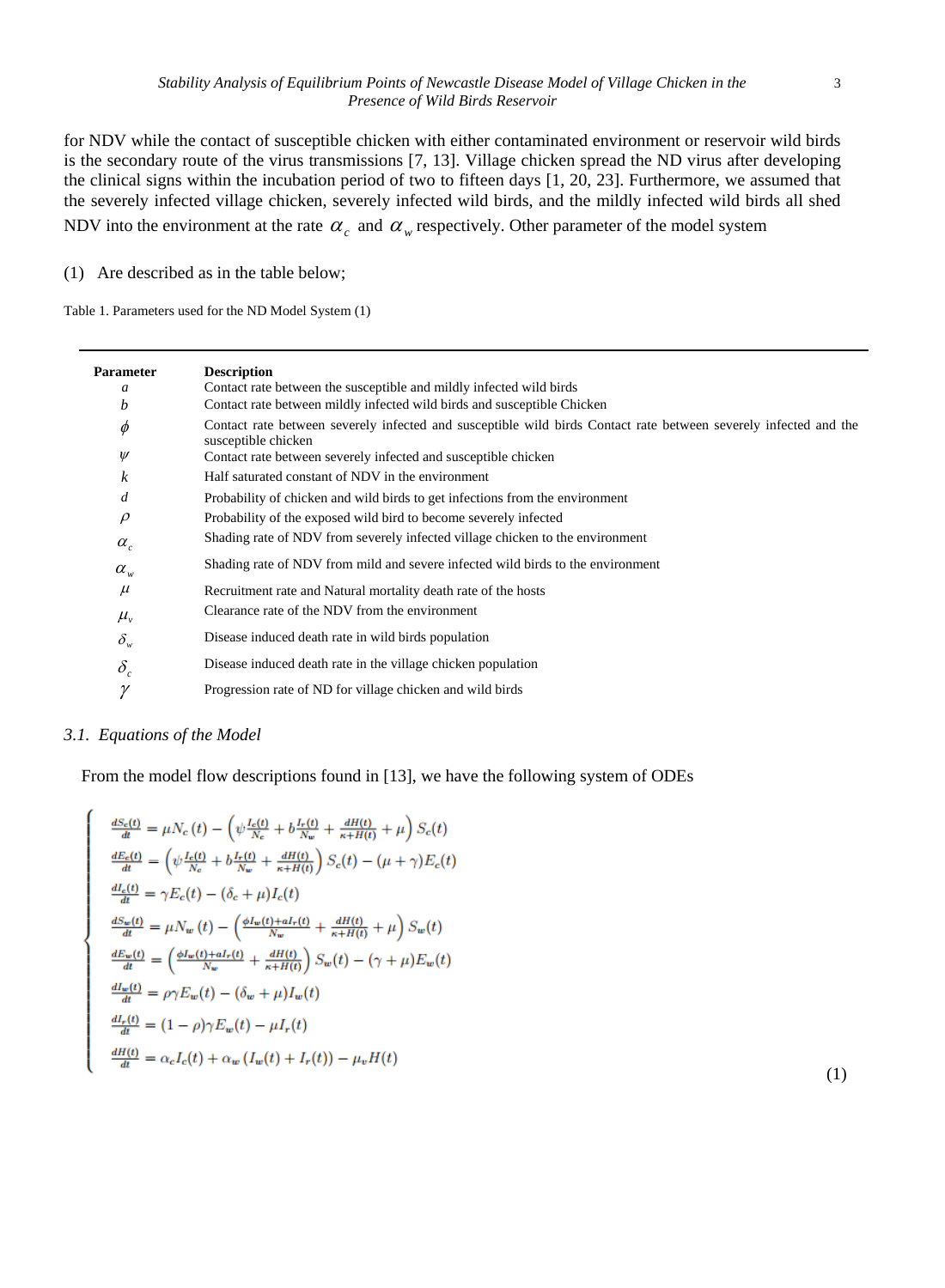for NDV while the contact of susceptible chicken with either contaminated environment or reservoir wild birds is the secondary route of the virus transmissions [7, 13]. Village chicken spread the ND virus after developing the clinical signs within the incubation period of two to fifteen days [1, 20, 23]. Furthermore, we assumed that the severely infected village chicken, severely infected wild birds, and the mildly infected wild birds all shed NDV into the environment at the rate $\alpha_c$ and $\alpha_w$ respectively. Other parameter of the model system

(1) Are described as in the table below;

Table 1. Parameters used for the ND Model System (1)

| Parameter | Description |
|---|---|
| $a$ | Contact rate between the susceptible and mildly infected wild birds |
| $b$ | Contact rate between mildly infected wild birds and susceptible Chicken |
| $\phi$ | Contact rate between severely infected and susceptible wild birds Contact rate between severely infected and the susceptible chicken |
| $\psi$ | Contact rate between severely infected and susceptible chicken |
| $k$ | Half saturated constant of NDV in the environment |
| $d$ | Probability of chicken and wild birds to get infections from the environment |
| $\rho$ | Probability of the exposed wild bird to become severely infected |
| $\alpha_c$ | Shading rate of NDV from severely infected village chicken to the environment |
| $\alpha_w$ | Shading rate of NDV from mild and severe infected wild birds to the environment |
| $\mu$ | Recruitment rate and Natural mortality death rate of the hosts |
| $\mu_v$ | Clearance rate of the NDV from the environment |
| $\delta_w$ | Disease induced death rate in wild birds population |
| $\delta_c$ | Disease induced death rate in the village chicken population |
| $\gamma$ | Progression rate of ND for village chicken and wild birds |

### 3.1. Equations of the Model

From the model flow descriptions found in [13], we have the following system of ODEs

$$
\begin{cases}
\frac{dS_c(t)}{dt} = \mu N_c(t) - \left(\psi \frac{I_c(t)}{N_c} + b\frac{I_r(t)}{N_w} + \frac{dH(t)}{\kappa + H(t)} + \mu\right) S_c(t) \\
\frac{dE_c(t)}{dt} = \left(\psi \frac{I_c(t)}{N_c} + b\frac{I_r(t)}{N_w} + \frac{dH(t)}{\kappa + H(t)}\right) S_c(t) - (\mu + \gamma) E_c(t) \\
\frac{dI_c(t)}{dt} = \gamma E_c(t) - (\delta_c + \mu) I_c(t) \\
\frac{dS_w(t)}{dt} = \mu N_w(t) - \left(\frac{\phi I_w(t) + a I_r(t)}{N_w} + \frac{dH(t)}{\kappa + H(t)} + \mu\right) S_w(t) \\
\frac{dE_w(t)}{dt} = \left(\frac{\phi I_w(t) + a I_r(t)}{N_w} + \frac{dH(t)}{\kappa + H(t)}\right) S_w(t) - (\gamma + \mu) E_w(t) \\
\frac{dI_w(t)}{dt} = \rho \gamma E_w(t) - (\delta_w + \mu) I_w(t) \\
\frac{dI_r(t)}{dt} = (1 - \rho)\gamma E_w(t) - \mu I_r(t) \\
\frac{dH(t)}{dt} = \alpha_c I_c(t) + \alpha_w (I_w(t) + I_r(t)) - \mu_v H(t)
\end{cases}
\tag{1}
$$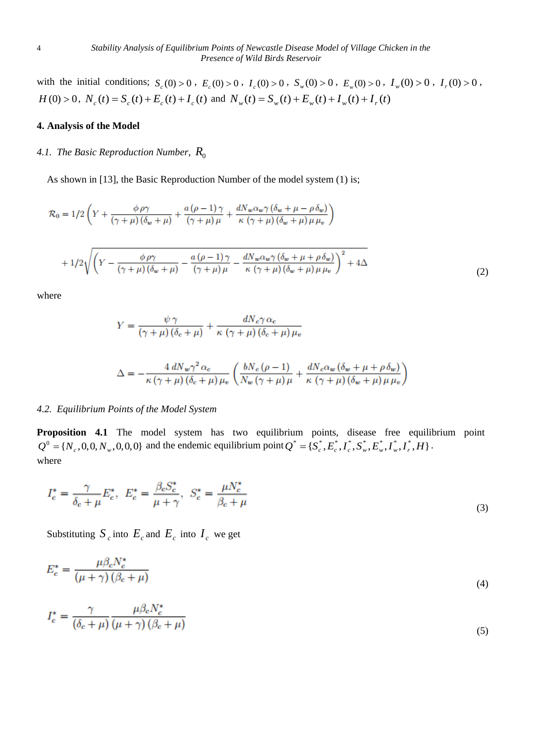with the initial conditions; $S_c(0) > 0$, $E_c(0) > 0$, $I_c(0) > 0$, $S_w(0) > 0$, $E_w(0) > 0$, $I_w(0) > 0$, $I_r(0) > 0$, $H(0) > 0$, $N_c(t) = S_c(t) + E_c(t) + I_c(t)$ and $N_w(t) = S_w(t) + E_w(t) + I_w(t) + I_r(t)$

### 4. Analysis of the Model

#### *4.1. The Basic Reproduction Number, $R_0$*

As shown in [13], the Basic Reproduction Number of the model system (1) is;

$$\mathcal{R}_0 = 1/2\left(Y + \frac{\phi\,\rho\gamma}{(\gamma+\mu)(\delta_w+\mu)} + \frac{a(\rho-1)\gamma}{(\gamma+\mu)\mu} + \frac{dN_w\alpha_w\gamma(\delta_w+\mu-\rho\,\delta_w)}{\kappa(\gamma+\mu)(\delta_w+\mu)\mu\,\mu_v}\right)$$

$$+1/2\sqrt{\left(Y - \frac{\phi\,\rho\gamma}{(\gamma+\mu)(\delta_w+\mu)} - \frac{a(\rho-1)\gamma}{(\gamma+\mu)\mu} - \frac{dN_w\alpha_w\gamma(\delta_w+\mu+\rho\,\delta_w)}{\kappa(\gamma+\mu)(\delta_w+\mu)\mu\,\mu_v}\right)^2 + 4\Delta} \tag{2}$$

where

$$Y = \frac{\psi\,\gamma}{(\gamma+\mu)(\delta_c+\mu)} + \frac{dN_c\gamma\,\alpha_c}{\kappa(\gamma+\mu)(\delta_c+\mu)\mu_v}$$

$$\Delta = -\frac{4\,dN_w\gamma^2\alpha_c}{\kappa(\gamma+\mu)(\delta_c+\mu)\mu_v}\left(\frac{bN_c(\rho-1)}{N_w(\gamma+\mu)\mu} + \frac{dN_c\alpha_w(\delta_w+\mu+\rho\,\delta_w)}{\kappa(\gamma+\mu)(\delta_w+\mu)\mu\,\mu_v}\right)$$

#### *4.2. Equilibrium Points of the Model System*

**Proposition 4.1** The model system has two equilibrium points, disease free equilibrium point $Q^0 = \{N_c, 0, 0, N_w, 0, 0, 0\}$ and the endemic equilibrium point $Q^* = \{S_c^*, E_c^*, I_c^*, S_w^*, E_w^*, I_w^*, I_r^*, H\}$.
where

$$I_c^* = \frac{\gamma}{\delta_c+\mu}E_c^*,\; E_c^* = \frac{\beta_c S_c^*}{\mu+\gamma},\; S_c^* = \frac{\mu N_c^*}{\beta_c+\mu} \tag{3}$$

Substituting $S_c$ into $E_c$ and $E_c$ into $I_c$ we get

$$E_c^* = \frac{\mu\beta_c N_c^*}{(\mu+\gamma)(\beta_c+\mu)} \tag{4}$$

$$I_c^* = \frac{\gamma}{(\delta_c+\mu)}\frac{\mu\beta_c N_c^*}{(\mu+\gamma)(\beta_c+\mu)} \tag{5}$$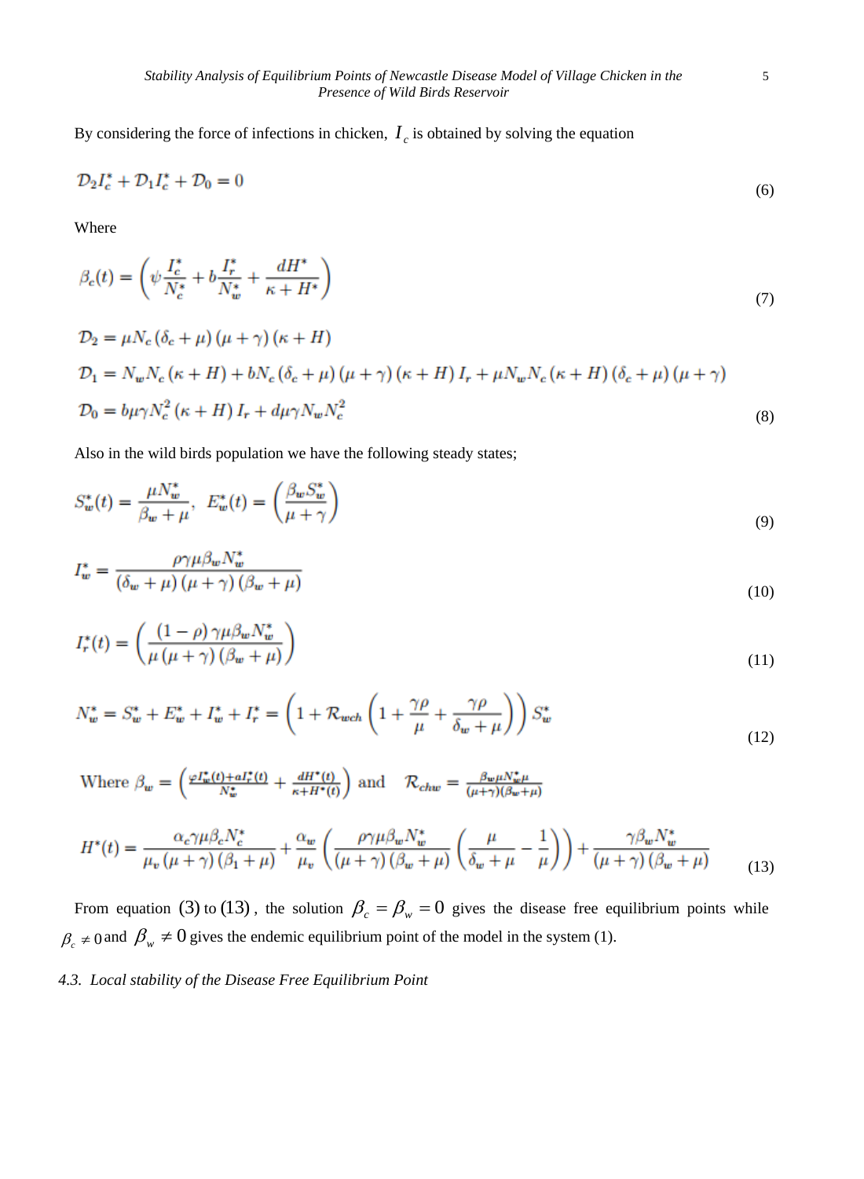By considering the force of infections in chicken, $I_c$ is obtained by solving the equation

$$\mathcal{D}_2 I_c^* + \mathcal{D}_1 I_c^* + \mathcal{D}_0 = 0 \tag{6}$$

Where

$$\beta_c(t) = \left( \psi \frac{I_c^*}{N_c^*} + b \frac{I_r^*}{N_w^*} + \frac{dH^*}{\kappa + H^*} \right) \tag{7}$$

$$\mathcal{D}_2 = \mu N_c (\delta_c + \mu)(\mu + \gamma)(\kappa + H)$$

$$\mathcal{D}_1 = N_w N_c (\kappa + H) + b N_c (\delta_c + \mu)(\mu + \gamma)(\kappa + H) I_r + \mu N_w N_c (\kappa + H)(\delta_c + \mu)(\mu + \gamma)$$

$$\mathcal{D}_0 = b \mu \gamma N_c^2 (\kappa + H) I_r + d \mu \gamma N_w N_c^2 \tag{8}$$

Also in the wild birds population we have the following steady states;

$$S_w^*(t) = \frac{\mu N_w^*}{\beta_w + \mu}, \quad E_w^*(t) = \left( \frac{\beta_w S_w^*}{\mu + \gamma} \right) \tag{9}$$

$$I_w^* = \frac{\rho \gamma \mu \beta_w N_w^*}{(\delta_w + \mu)(\mu + \gamma)(\beta_w + \mu)} \tag{10}$$

$$I_r^*(t) = \left( \frac{(1 - \rho) \gamma \mu \beta_w N_w^*}{\mu (\mu + \gamma)(\beta_w + \mu)} \right) \tag{11}$$

$$N_w^* = S_w^* + E_w^* + I_w^* + I_r^* = \left( 1 + \mathcal{R}_{wch} \left( 1 + \frac{\gamma \rho}{\mu} + \frac{\gamma \rho}{\delta_w + \mu} \right) \right) S_w^* \tag{12}$$

Where $\beta_w = \left( \frac{\varphi I_w^*(t) + a I_r^*(t)}{N_w^*} + \frac{dH^*(t)}{\kappa + H^*(t)} \right)$ and $\mathcal{R}_{chw} = \frac{\beta_w \mu N_w^* \mu}{(\mu + \gamma)(\beta_w + \mu)}$

$$H^*(t) = \frac{\alpha_c \gamma \mu \beta_c N_c^*}{\mu_v (\mu + \gamma)(\beta_1 + \mu)} + \frac{\alpha_w}{\mu_v} \left( \frac{\rho \gamma \mu \beta_w N_w^*}{(\mu + \gamma)(\beta_w + \mu)} \left( \frac{\mu}{\delta_w + \mu} - \frac{1}{\mu} \right) \right) + \frac{\gamma \beta_w N_w^*}{(\mu + \gamma)(\beta_w + \mu)} \tag{13}$$

From equation (3) to (13), the solution $\beta_c = \beta_w = 0$ gives the disease free equilibrium points while $\beta_c \neq 0$ and $\beta_w \neq 0$ gives the endemic equilibrium point of the model in the system (1).

### *4.3. Local stability of the Disease Free Equilibrium Point*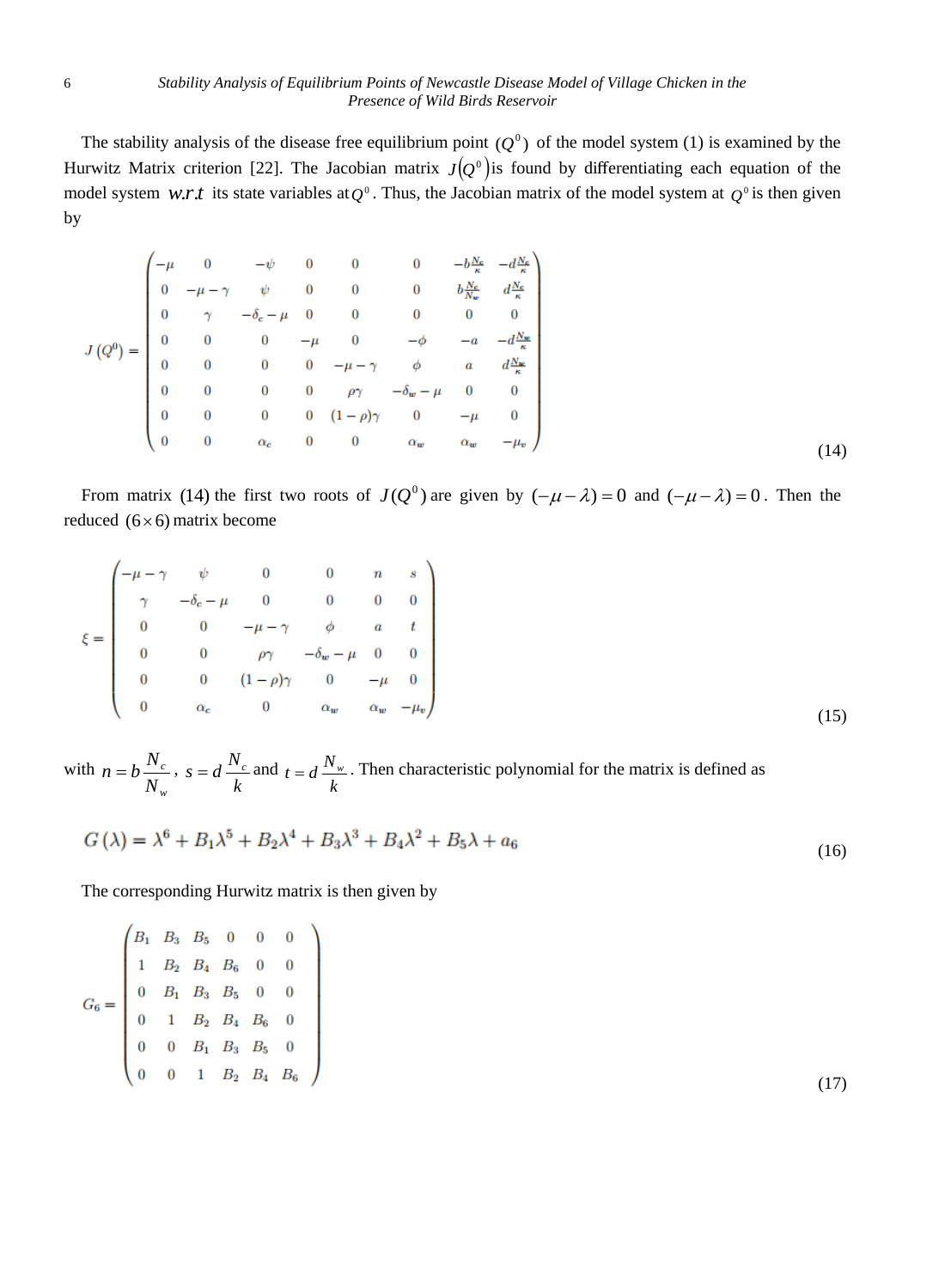The stability analysis of the disease free equilibrium point $(Q^0)$ of the model system (1) is examined by the Hurwitz Matrix criterion [22]. The Jacobian matrix $J(Q^0)$ is found by differentiating each equation of the model system $w.r.t$ its state variables at $Q^0$. Thus, the Jacobian matrix of the model system at $Q^0$ is then given by

$$J\left(Q^0\right) = \begin{pmatrix} -\mu & 0 & -\psi & 0 & 0 & 0 & -b\frac{N_c}{\kappa} & -d\frac{N_c}{\kappa} \\ 0 & -\mu-\gamma & \psi & 0 & 0 & 0 & b\frac{N_c}{N_w} & d\frac{N_c}{\kappa} \\ 0 & \gamma & -\delta_c-\mu & 0 & 0 & 0 & 0 & 0 \\ 0 & 0 & 0 & -\mu & 0 & -\phi & -a & -d\frac{N_w}{\kappa} \\ 0 & 0 & 0 & 0 & -\mu-\gamma & \phi & a & d\frac{N_w}{\kappa} \\ 0 & 0 & 0 & 0 & \rho\gamma & -\delta_w-\mu & 0 & 0 \\ 0 & 0 & 0 & 0 & (1-\rho)\gamma & 0 & -\mu & 0 \\ 0 & 0 & \alpha_c & 0 & 0 & \alpha_w & \alpha_w & -\mu_v \end{pmatrix} \tag{14}$$

From matrix (14) the first two roots of $J(Q^0)$ are given by $(-\mu-\lambda)=0$ and $(-\mu-\lambda)=0$. Then the reduced $(6\times6)$ matrix become

$$\xi = \begin{pmatrix} -\mu-\gamma & \psi & 0 & 0 & n & s \\ \gamma & -\delta_c-\mu & 0 & 0 & 0 & 0 \\ 0 & 0 & -\mu-\gamma & \phi & a & t \\ 0 & 0 & \rho\gamma & -\delta_w-\mu & 0 & 0 \\ 0 & 0 & (1-\rho)\gamma & 0 & -\mu & 0 \\ 0 & \alpha_c & 0 & \alpha_w & \alpha_w & -\mu_v \end{pmatrix} \tag{15}$$

with $n = b\dfrac{N_c}{N_w}$, $s = d\dfrac{N_c}{k}$ and $t = d\dfrac{N_w}{k}$. Then characteristic polynomial for the matrix is defined as

$$G(\lambda) = \lambda^6 + B_1\lambda^5 + B_2\lambda^4 + B_3\lambda^3 + B_4\lambda^2 + B_5\lambda + a_6 \tag{16}$$

The corresponding Hurwitz matrix is then given by

$$G_6 = \begin{pmatrix} B_1 & B_3 & B_5 & 0 & 0 & 0 \\ 1 & B_2 & B_4 & B_6 & 0 & 0 \\ 0 & B_1 & B_3 & B_5 & 0 & 0 \\ 0 & 1 & B_2 & B_4 & B_6 & 0 \\ 0 & 0 & B_1 & B_3 & B_5 & 0 \\ 0 & 0 & 1 & B_2 & B_4 & B_6 \end{pmatrix} \tag{17}$$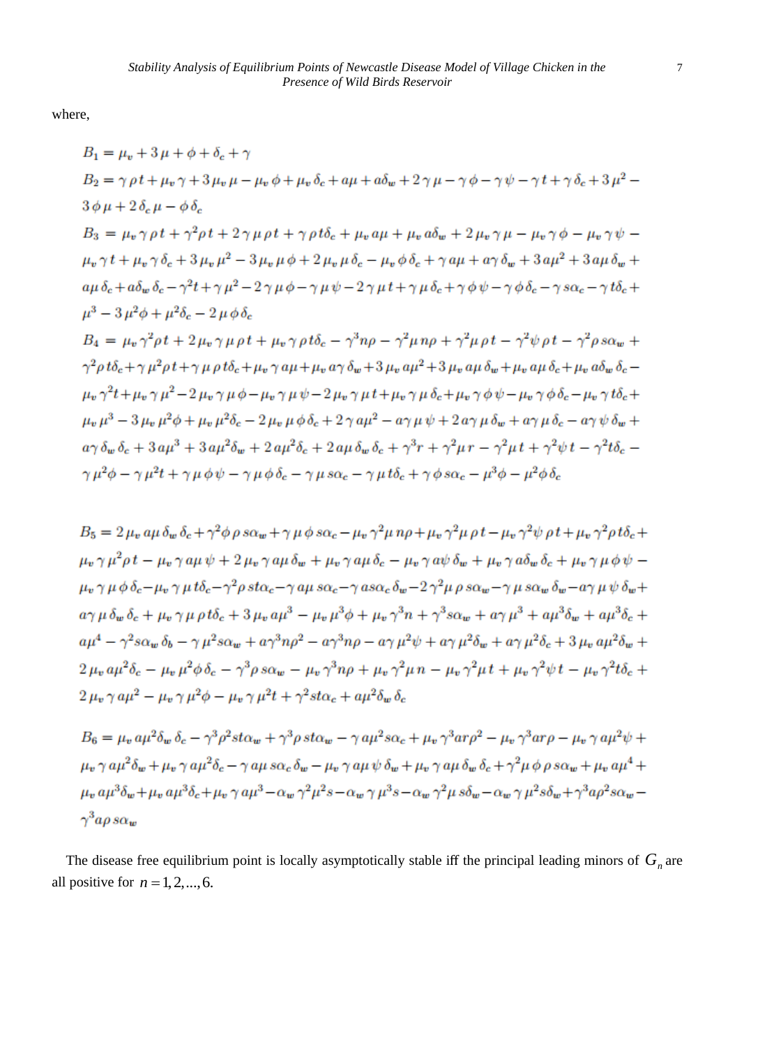where,

$$B_1 = \mu_v + 3\mu + \phi + \delta_c + \gamma$$

$$B_2 = \gamma\rho t + \mu_v\gamma + 3\mu_v\mu - \mu_v\phi + \mu_v\delta_c + a\mu + a\delta_w + 2\gamma\mu - \gamma\phi - \gamma\psi - \gamma t + \gamma\delta_c + 3\mu^2 - 3\phi\mu + 2\delta_c\mu - \phi\delta_c$$

$$B_3 = \mu_v\gamma\rho t + \gamma^2\rho t + 2\gamma\mu\rho t + \gamma\rho t\delta_c + \mu_v a\mu + \mu_v a\delta_w + 2\mu_v\gamma\mu - \mu_v\gamma\phi - \mu_v\gamma\psi - \mu_v\gamma t + \mu_v\gamma\delta_c + 3\mu_v\mu^2 - 3\mu_v\mu\phi + 2\mu_v\mu\delta_c - \mu_v\phi\delta_c + \gamma a\mu + a\gamma\delta_w + 3a\mu^2 + 3a\mu\delta_w + a\mu\delta_c + a\delta_w\delta_c - \gamma^2 t + \gamma\mu^2 - 2\gamma\mu\phi - \gamma\mu\psi - 2\gamma\mu t + \gamma\mu\delta_c + \gamma\phi\psi - \gamma\phi\delta_c - \gamma s\alpha_c - \gamma t\delta_c + \mu^3 - 3\mu^2\phi + \mu^2\delta_c - 2\mu\phi\delta_c$$

$$B_4 = \mu_v\gamma^2\rho t + 2\mu_v\gamma\mu\rho t + \mu_v\gamma\rho t\delta_c - \gamma^3 n\rho - \gamma^2\mu n\rho + \gamma^2\mu\rho t - \gamma^2\psi\rho t - \gamma^2\rho s\alpha_w + \gamma^2\rho t\delta_c + \gamma\mu^2\rho t + \gamma\mu\rho t\delta_c + \mu_v\gamma a\mu + \mu_v a\gamma\delta_w + 3\mu_v a\mu^2 + 3\mu_v a\mu\delta_w + \mu_v a\mu\delta_c + \mu_v a\delta_w\delta_c - \mu_v\gamma^2 t + \mu_v\gamma\mu^2 - 2\mu_v\gamma\mu\phi - \mu_v\gamma\mu\psi - 2\mu_v\gamma\mu t + \mu_v\gamma\mu\delta_c + \mu_v\gamma\phi\psi - \mu_v\gamma\phi\delta_c - \mu_v\gamma t\delta_c + \mu_v\mu^3 - 3\mu_v\mu^2\phi + \mu_v\mu^2\delta_c - 2\mu_v\mu\phi\delta_c + 2\gamma a\mu^2 - a\gamma\mu\psi + 2a\gamma\mu\delta_w + a\gamma\mu\delta_c - a\gamma\psi\delta_w + a\gamma\delta_w\delta_c + 3a\mu^3 + 3a\mu^2\delta_w + 2a\mu^2\delta_c + 2a\mu\delta_w\delta_c + \gamma^3 r + \gamma^2\mu r - \gamma^2\mu t + \gamma^2\psi t - \gamma^2 t\delta_c - \gamma\mu^2\phi - \gamma\mu^2 t + \gamma\mu\phi\psi - \gamma\mu\phi\delta_c - \gamma\mu s\alpha_c - \gamma\mu t\delta_c + \gamma\phi s\alpha_c - \mu^3\phi - \mu^2\phi\delta_c$$

$$B_5 = 2\mu_v a\mu\delta_w\delta_c + \gamma^2\phi\rho s\alpha_w + \gamma\mu\phi s\alpha_c - \mu_v\gamma^2\mu n\rho + \mu_v\gamma^2\mu\rho t - \mu_v\gamma^2\psi\rho t + \mu_v\gamma^2\rho t\delta_c + \mu_v\gamma\mu^2\rho t - \mu_v\gamma a\mu\psi + 2\mu_v\gamma a\mu\delta_w + \mu_v\gamma a\mu\delta_c - \mu_v\gamma a\psi\delta_w + \mu_v\gamma a\delta_w\delta_c + \mu_v\gamma\mu\phi\psi - \mu_v\gamma\mu\phi\delta_c - \mu_v\gamma\mu t\delta_c - \gamma^2\rho st\alpha_c - \gamma a\mu s\alpha_c - \gamma as\alpha_c\delta_w - 2\gamma^2\mu\rho s\alpha_w - \gamma\mu s\alpha_w\delta_w - a\gamma\mu\psi\delta_w + a\gamma\mu\delta_w\delta_c + \mu_v\gamma\mu\rho t\delta_c + 3\mu_v a\mu^3 - \mu_v\mu^3\phi + \mu_v\gamma^3 n + \gamma^3 s\alpha_w + a\gamma\mu^3 + a\mu^3\delta_w + a\mu^3\delta_c + a\mu^4 - \gamma^2 s\alpha_w\delta_b - \gamma\mu^2 s\alpha_w + a\gamma^3 n\rho^2 - a\gamma^3 n\rho - a\gamma\mu^2\psi + a\gamma\mu^2\delta_w + a\gamma\mu^2\delta_c + 3\mu_v a\mu^2\delta_w + 2\mu_v a\mu^2\delta_c - \mu_v\mu^2\phi\delta_c - \gamma^3\rho s\alpha_w - \mu_v\gamma^3 n\rho + \mu_v\gamma^2\mu n - \mu_v\gamma^2\mu t + \mu_v\gamma^2\psi t - \mu_v\gamma^2 t\delta_c + 2\mu_v\gamma a\mu^2 - \mu_v\gamma\mu^2\phi - \mu_v\gamma\mu^2 t + \gamma^2 st\alpha_c + a\mu^2\delta_w\delta_c$$

$$B_6 = \mu_v a\mu^2\delta_w\delta_c - \gamma^3\rho^2 st\alpha_w + \gamma^3\rho st\alpha_w - \gamma a\mu^2 s\alpha_c + \mu_v\gamma^3 ar\rho^2 - \mu_v\gamma^3 ar\rho - \mu_v\gamma a\mu^2\psi + \mu_v\gamma a\mu^2\delta_w + \mu_v\gamma a\mu^2\delta_c - \gamma a\mu s\alpha_c\delta_w - \mu_v\gamma a\mu\psi\delta_w + \mu_v\gamma a\mu\delta_w\delta_c + \gamma^2\mu\phi\rho s\alpha_w + \mu_v a\mu^4 + \mu_v a\mu^3\delta_w + \mu_v a\mu^3\delta_c + \mu_v\gamma a\mu^3 - \alpha_w\gamma^2\mu^2 s - \alpha_w\gamma\mu^3 s - \alpha_w\gamma^2\mu s\delta_w - \alpha_w\gamma\mu^2 s\delta_w + \gamma^3 a\rho^2 s\alpha_w - \gamma^3 a\rho s\alpha_w$$

The disease free equilibrium point is locally asymptotically stable iff the principal leading minors of $G_n$ are all positive for $n = 1, 2, ..., 6$.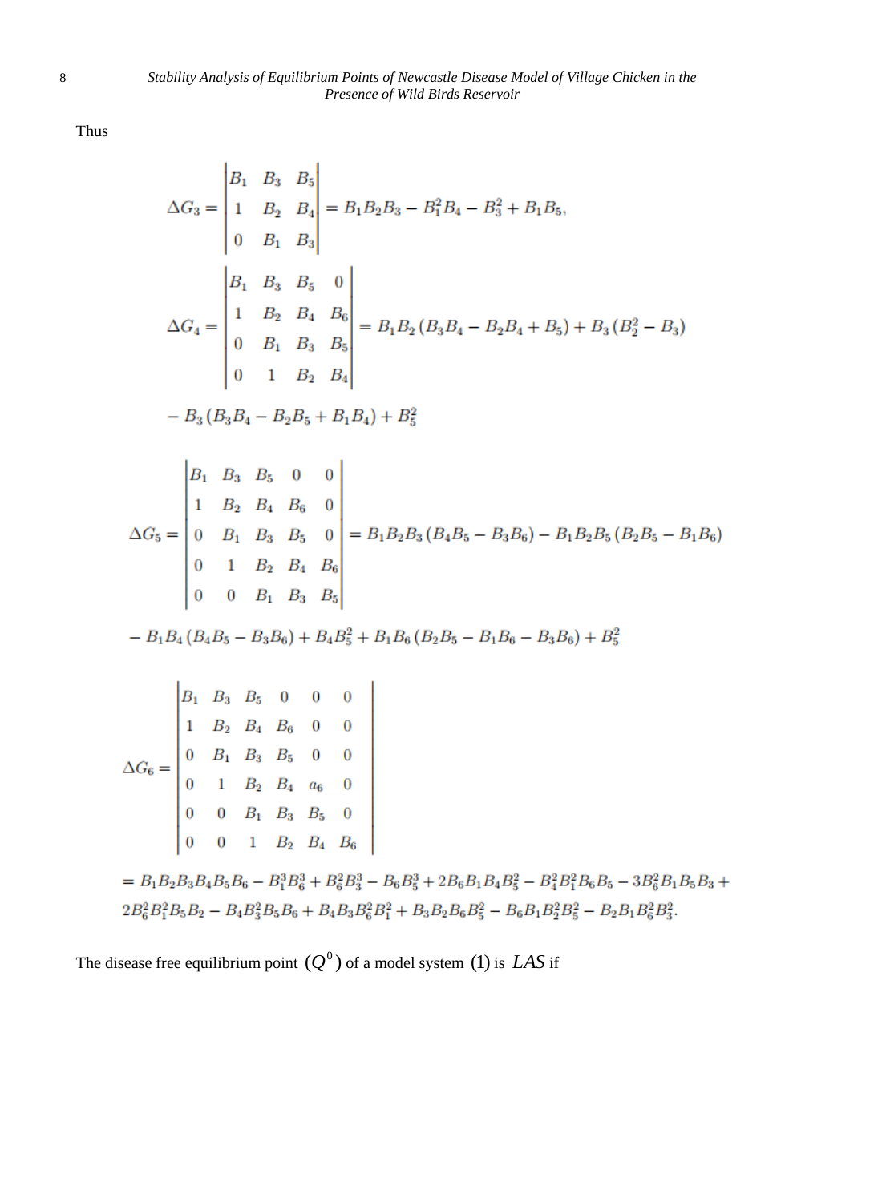Thus

$$\Delta G_3 = \begin{vmatrix} B_1 & B_3 & B_5 \\ 1 & B_2 & B_4 \\ 0 & B_1 & B_3 \end{vmatrix} = B_1B_2B_3 - B_1^2B_4 - B_3^2 + B_1B_5,$$

$$\Delta G_4 = \begin{vmatrix} B_1 & B_3 & B_5 & 0 \\ 1 & B_2 & B_4 & B_6 \\ 0 & B_1 & B_3 & B_5 \\ 0 & 1 & B_2 & B_4 \end{vmatrix} = B_1B_2\left(B_3B_4 - B_2B_4 + B_5\right) + B_3\left(B_2^2 - B_3\right)$$

$$- B_3\left(B_3B_4 - B_2B_5 + B_1B_4\right) + B_5^2$$

$$\Delta G_5 = \begin{vmatrix} B_1 & B_3 & B_5 & 0 & 0 \\ 1 & B_2 & B_4 & B_6 & 0 \\ 0 & B_1 & B_3 & B_5 & 0 \\ 0 & 1 & B_2 & B_4 & B_6 \\ 0 & 0 & B_1 & B_3 & B_5 \end{vmatrix} = B_1B_2B_3\left(B_4B_5 - B_3B_6\right) - B_1B_2B_5\left(B_2B_5 - B_1B_6\right)$$

$$- B_1B_4\left(B_4B_5 - B_3B_6\right) + B_4B_5^2 + B_1B_6\left(B_2B_5 - B_1B_6 - B_3B_6\right) + B_5^2$$

$$\Delta G_6 = \begin{vmatrix} B_1 & B_3 & B_5 & 0 & 0 & 0 \\ 1 & B_2 & B_4 & B_6 & 0 & 0 \\ 0 & B_1 & B_3 & B_5 & 0 & 0 \\ 0 & 1 & B_2 & B_4 & a_6 & 0 \\ 0 & 0 & B_1 & B_3 & B_5 & 0 \\ 0 & 0 & 1 & B_2 & B_4 & B_6 \end{vmatrix}$$

$$= B_1B_2B_3B_4B_5B_6 - B_1^3B_6^3 + B_6^2B_3^3 - B_6B_5^3 + 2B_6B_1B_4B_5^2 - B_4^2B_1^2B_6B_5 - 3B_6^2B_1B_5B_3 +$$
$$2B_6^2B_1^2B_5B_2 - B_4B_3^2B_5B_6 + B_4B_3B_6^2B_1^2 + B_3B_2B_6B_5^2 - B_6B_1B_2^2B_5^2 - B_2B_1B_6^2B_3^2.$$

The disease free equilibrium point $(Q^0)$ of a model system $(1)$ is $LAS$ if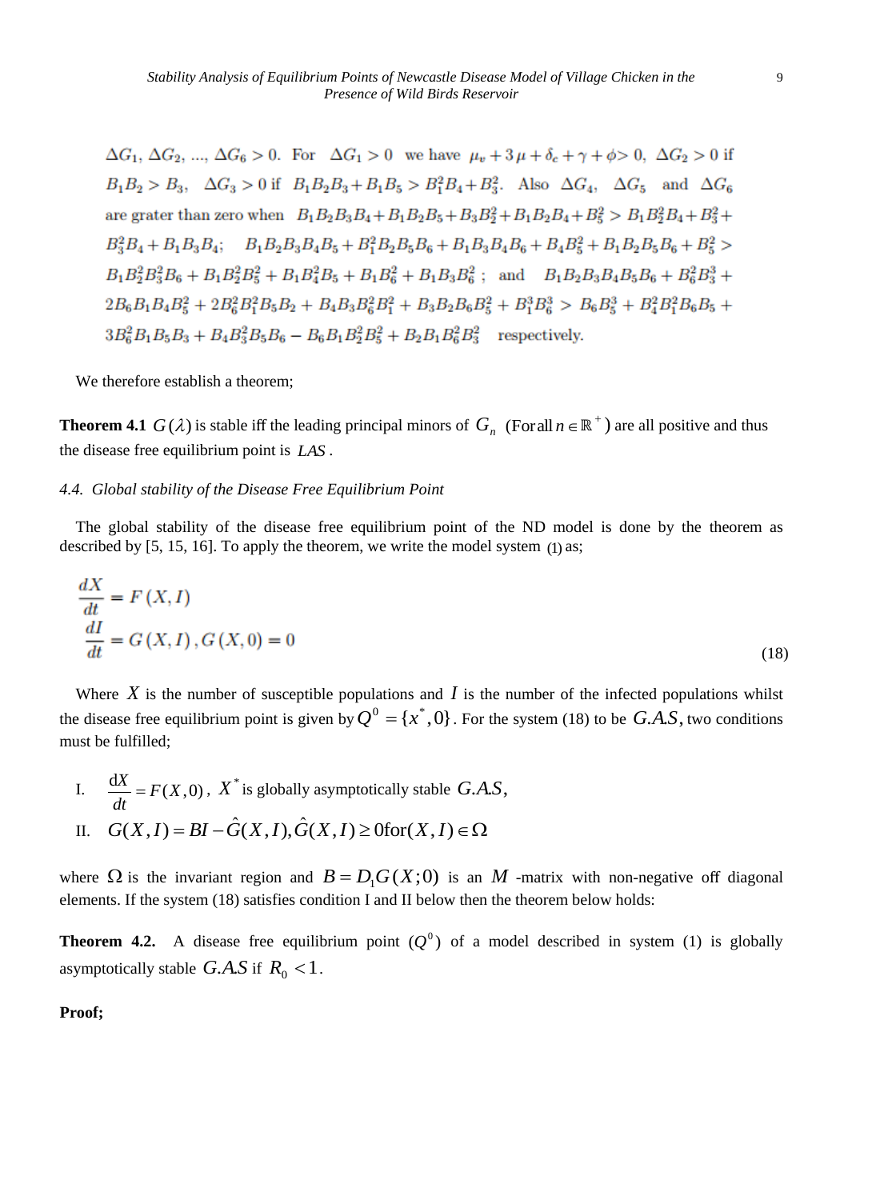$\Delta G_1, \Delta G_2, \ldots, \Delta G_6 > 0$. For $\Delta G_1 > 0$ we have $\mu_v + 3\mu + \delta_c + \gamma + \phi > 0$, $\Delta G_2 > 0$ if $B_1 B_2 > B_3$, $\Delta G_3 > 0$ if $B_1 B_2 B_3 + B_1 B_5 > B_1^2 B_4 + B_3^2$. Also $\Delta G_4$, $\Delta G_5$ and $\Delta G_6$ are grater than zero when $B_1 B_2 B_3 B_4 + B_1 B_2 B_5 + B_3 B_2^2 + B_1 B_2 B_4 + B_5^2 > B_1 B_2^2 B_4 + B_3^2 + B_3^2 B_4 + B_1 B_3 B_4$; $B_1 B_2 B_3 B_4 B_5 + B_1^2 B_2 B_5 B_6 + B_1 B_3 B_4 B_6 + B_4 B_5^2 + B_1 B_2 B_5 B_6 + B_5^2 > B_1 B_2^2 B_3^2 B_6 + B_1 B_2^2 B_5^2 + B_1 B_4^2 B_5 + B_1 B_6^2 + B_1 B_3 B_6^2$; and $B_1 B_2 B_3 B_4 B_5 B_6 + B_6^2 B_3^3 + 2 B_6 B_1 B_4 B_5^2 + 2 B_6^2 B_1^2 B_5 B_2 + B_4 B_3 B_6^2 B_1^2 + B_3 B_2 B_6 B_5^2 + B_1^3 B_6^3 > B_6 B_5^3 + B_4^2 B_1^2 B_6 B_5 + 3 B_6^2 B_1 B_5 B_3 + B_4 B_3^2 B_5 B_6 - B_6 B_1 B_2^2 B_5^2 + B_2 B_1 B_6^2 B_3^2$ respectively.

We therefore establish a theorem;

**Theorem 4.1** $G(\lambda)$ is stable iff the leading principal minors of $G_n$ (For all $n \in \mathbb{R}^+$) are all positive and thus the disease free equilibrium point is $LAS$.

*4.4. Global stability of the Disease Free Equilibrium Point*

The global stability of the disease free equilibrium point of the ND model is done by the theorem as described by [5, 15, 16]. To apply the theorem, we write the model system (1) as;

$$
\begin{aligned}
\frac{dX}{dt} &= F(X, I) \\
\frac{dI}{dt} &= G(X, I), G(X, 0) = 0
\end{aligned}
\tag{18}
$$

Where $X$ is the number of susceptible populations and $I$ is the number of the infected populations whilst the disease free equilibrium point is given by $Q^0 = \{x^*, 0\}$. For the system (18) to be $G.A.S$, two conditions must be fulfilled;

I. $\frac{dX}{dt} = F(X, 0)$, $X^*$ is globally asymptotically stable $G.A.S$,

II. $G(X, I) = BI - \hat{G}(X, I), \hat{G}(X, I) \geq 0 \text{ for} (X, I) \in \Omega$

where $\Omega$ is the invariant region and $B = D_1 G(X; 0)$ is an $M$ -matrix with non-negative off diagonal elements. If the system (18) satisfies condition I and II below then the theorem below holds:

**Theorem 4.2.** A disease free equilibrium point $(Q^0)$ of a model described in system (1) is globally asymptotically stable $G.A.S$ if $R_0 < 1$.

**Proof;**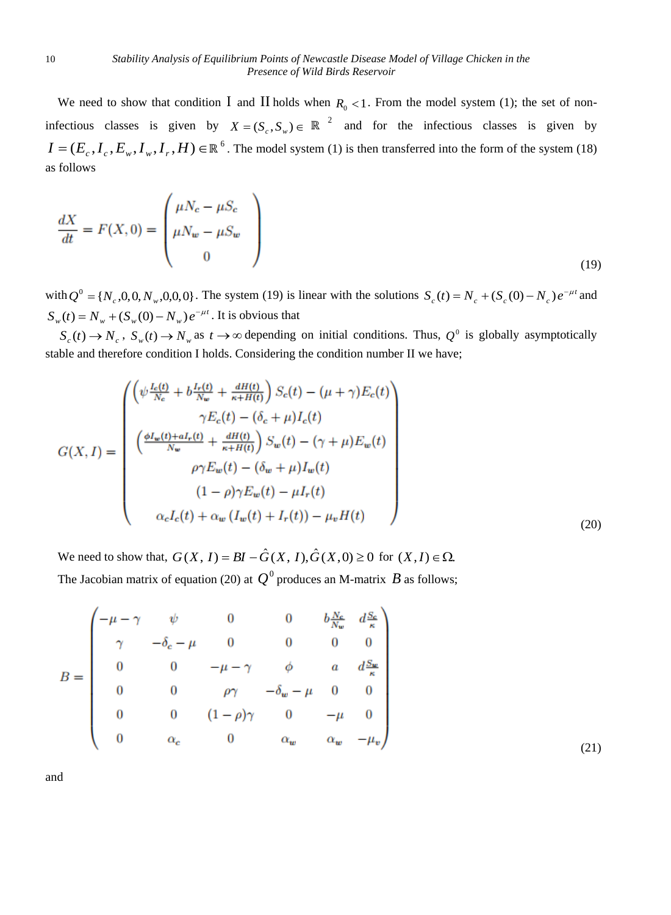We need to show that condition I and II holds when $R_0 < 1$. From the model system (1); the set of non-infectious classes is given by $X = (S_c, S_w) \in \mathbb{R}^2$ and for the infectious classes is given by $I = (E_c, I_c, E_w, I_w, I_r, H) \in \mathbb{R}^6$. The model system (1) is then transferred into the form of the system (18) as follows

$$
\frac{dX}{dt} = F(X,0) = \begin{pmatrix} \mu N_c - \mu S_c \\ \mu N_w - \mu S_w \\ 0 \end{pmatrix} \tag{19}
$$

with $Q^0 = \{N_c, 0, 0, N_w, 0, 0, 0\}$. The system (19) is linear with the solutions $S_c(t) = N_c + (S_c(0) - N_c)e^{-\mu t}$ and $S_w(t) = N_w + (S_w(0) - N_w)e^{-\mu t}$. It is obvious that

$S_c(t) \to N_c$, $S_w(t) \to N_w$ as $t \to \infty$ depending on initial conditions. Thus, $Q^0$ is globally asymptotically stable and therefore condition I holds. Considering the condition number II we have;

$$
G(X,I) = \begin{pmatrix} \left(\psi \frac{I_c(t)}{N_c} + b\frac{I_r(t)}{N_w} + \frac{dH(t)}{\kappa + H(t)}\right) S_c(t) - (\mu + \gamma)E_c(t) \\ \gamma E_c(t) - (\delta_c + \mu) I_c(t) \\ \left(\frac{\phi I_w(t) + a I_r(t)}{N_w} + \frac{dH(t)}{\kappa + H(t)}\right) S_w(t) - (\gamma + \mu) E_w(t) \\ \rho\gamma E_w(t) - (\delta_w + \mu) I_w(t) \\ (1-\rho)\gamma E_w(t) - \mu I_r(t) \\ \alpha_c I_c(t) + \alpha_w \left(I_w(t) + I_r(t)\right) - \mu_v H(t) \end{pmatrix} \tag{20}
$$

We need to show that, $G(X, I) = BI - \hat{G}(X, I), \hat{G}(X,0) \geq 0$ for $(X, I) \in \Omega$.

The Jacobian matrix of equation (20) at $Q^0$ produces an M-matrix $B$ as follows;

$$
B = \begin{pmatrix} -\mu - \gamma & \psi & 0 & 0 & b\frac{N_c}{N_w} & d\frac{S_c}{\kappa} \\ \gamma & -\delta_c - \mu & 0 & 0 & 0 & 0 \\ 0 & 0 & -\mu - \gamma & \phi & a & d\frac{S_w}{\kappa} \\ 0 & 0 & \rho\gamma & -\delta_w - \mu & 0 & 0 \\ 0 & 0 & (1-\rho)\gamma & 0 & -\mu & 0 \\ 0 & \alpha_c & 0 & \alpha_w & \alpha_w & -\mu_v \end{pmatrix} \tag{21}
$$

and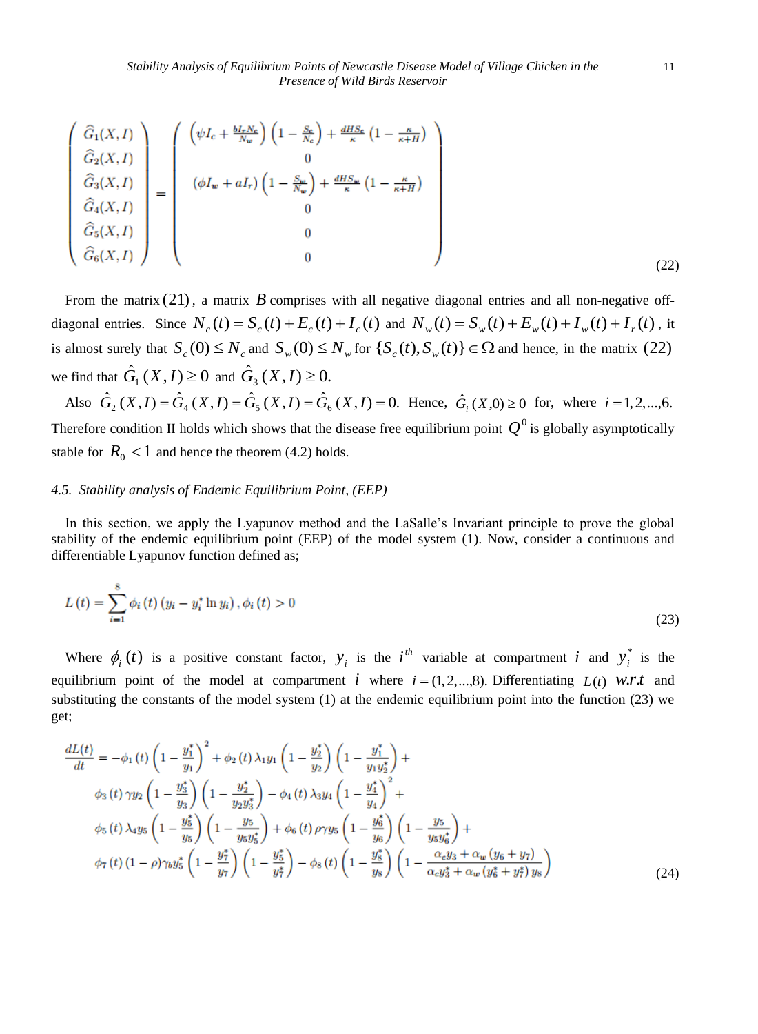$$
\begin{pmatrix} \widehat{G}_1(X,I) \\ \widehat{G}_2(X,I) \\ \widehat{G}_3(X,I) \\ \widehat{G}_4(X,I) \\ \widehat{G}_5(X,I) \\ \widehat{G}_6(X,I) \end{pmatrix} = \begin{pmatrix} \left(\psi I_c + \frac{bI_r N_c}{N_w}\right)\left(1 - \frac{S_c}{N_c}\right) + \frac{dHS_c}{\kappa}\left(1 - \frac{\kappa}{\kappa + H}\right) \\ 0 \\ \left(\phi I_w + aI_r\right)\left(1 - \frac{S_w}{N_w}\right) + \frac{dHS_w}{\kappa}\left(1 - \frac{\kappa}{\kappa + H}\right) \\ 0 \\ 0 \\ 0 \end{pmatrix} \tag{22}
$$

From the matrix $(21)$, a matrix $B$ comprises with all negative diagonal entries and all non-negative off-diagonal entries. Since $N_c(t) = S_c(t) + E_c(t) + I_c(t)$ and $N_w(t) = S_w(t) + E_w(t) + I_w(t) + I_r(t)$, it is almost surely that $S_c(0) \le N_c$ and $S_w(0) \le N_w$ for $\{S_c(t), S_w(t)\} \in \Omega$ and hence, in the matrix $(22)$ we find that $\hat{G}_1(X,I) \ge 0$ and $\hat{G}_3(X,I) \ge 0.$

Also $\hat{G}_2(X,I) = \hat{G}_4(X,I) = \hat{G}_5(X,I) = \hat{G}_6(X,I) = 0.$ Hence, $\hat{G}_i(X,0) \ge 0$ for, where $i = 1,2,...,6.$ Therefore condition II holds which shows that the disease free equilibrium point $Q^0$ is globally asymptotically stable for $R_0 < 1$ and hence the theorem (4.2) holds.

### *4.5. Stability analysis of Endemic Equilibrium Point, (EEP)*

In this section, we apply the Lyapunov method and the LaSalle's Invariant principle to prove the global stability of the endemic equilibrium point (EEP) of the model system (1). Now, consider a continuous and differentiable Lyapunov function defined as;

$$
L(t) = \sum_{i=1}^{8} \phi_i(t)\left(y_i - y_i^* \ln y_i\right), \phi_i(t) > 0 \tag{23}
$$

Where $\phi_i(t)$ is a positive constant factor, $y_i$ is the $i^{th}$ variable at compartment $i$ and $y_i^*$ is the equilibrium point of the model at compartment $i$ where $i = (1,2,...,8).$ Differentiating $L(t)$ *w.r.t* and substituting the constants of the model system (1) at the endemic equilibrium point into the function (23) we get;

$$
\begin{aligned}
\frac{dL(t)}{dt} = & -\phi_1(t)\left(1 - \frac{y_1^*}{y_1}\right)^2 + \phi_2(t)\lambda_1 y_1\left(1 - \frac{y_2^*}{y_2}\right)\left(1 - \frac{y_1^*}{y_1 y_2^*}\right) + \\
& \phi_3(t)\gamma y_2\left(1 - \frac{y_3^*}{y_3}\right)\left(1 - \frac{y_2^*}{y_2 y_3^*}\right) - \phi_4(t)\lambda_3 y_4\left(1 - \frac{y_4^*}{y_4}\right)^2 + \\
& \phi_5(t)\lambda_4 y_5\left(1 - \frac{y_5^*}{y_5}\right)\left(1 - \frac{y_5}{y_5 y_5^*}\right) + \phi_6(t)\rho\gamma y_5\left(1 - \frac{y_6^*}{y_6}\right)\left(1 - \frac{y_5}{y_5 y_6^*}\right) + \\
& \phi_7(t)(1-\rho)\gamma_b y_5^*\left(1 - \frac{y_7^*}{y_7}\right)\left(1 - \frac{y_5^*}{y_7^*}\right) - \phi_8(t)\left(1 - \frac{y_8^*}{y_8}\right)\left(1 - \frac{\alpha_c y_3 + \alpha_w(y_6 + y_7)}{\alpha_c y_3^* + \alpha_w(y_6^* + y_7^*)\, y_8}\right)
\end{aligned} \tag{24}
$$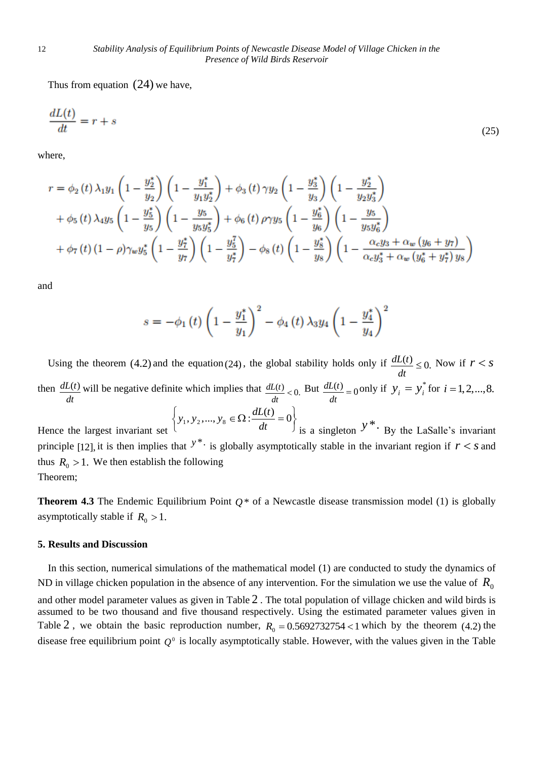Thus from equation $(24)$ we have,

$$\frac{dL(t)}{dt} = r + s \tag{25}$$

where,

$$\begin{aligned}
r &= \phi_2(t)\lambda_1 y_1 \left(1 - \frac{y_2^*}{y_2}\right)\left(1 - \frac{y_1^*}{y_1 y_2^*}\right) + \phi_3(t)\gamma y_2 \left(1 - \frac{y_3^*}{y_3}\right)\left(1 - \frac{y_2^*}{y_2 y_3^*}\right) \\
&+ \phi_5(t)\lambda_4 y_5 \left(1 - \frac{y_5^*}{y_5}\right)\left(1 - \frac{y_5}{y_5 y_5^*}\right) + \phi_6(t)\rho\gamma y_5 \left(1 - \frac{y_6^*}{y_6}\right)\left(1 - \frac{y_5}{y_5 y_6^*}\right) \\
&+ \phi_7(t)(1-\rho)\gamma_w y_5^* \left(1 - \frac{y_7^*}{y_7}\right)\left(1 - \frac{y_5^7}{y_7^*}\right) - \phi_8(t)\left(1 - \frac{y_8^*}{y_8}\right)\left(1 - \frac{\alpha_c y_3 + \alpha_w(y_6 + y_7)}{\alpha_c y_3^* + \alpha_w(y_6^* + y_7^*)\, y_8}\right)
\end{aligned}$$

and

$$s = -\phi_1(t)\left(1 - \frac{y_1^*}{y_1}\right)^2 - \phi_4(t)\lambda_3 y_4 \left(1 - \frac{y_4^*}{y_4}\right)^2$$

Using the theorem $(4.2)$ and the equation $(24)$, the global stability holds only if $\frac{dL(t)}{dt} \le 0$. Now if $r < s$ then $\frac{dL(t)}{dt}$ will be negative definite which implies that $\frac{dL(t)}{dt} < 0$. But $\frac{dL(t)}{dt} = 0$ only if $y_i = y_i^*$ for $i = 1, 2, \ldots, 8$. Hence the largest invariant set $\left\{ y_1, y_2, \ldots, y_8 \in \Omega : \frac{dL(t)}{dt} = 0 \right\}$ is a singleton $y^*$. By the LaSalle's invariant principle [12], it is then implies that $y^*$ is globally asymptotically stable in the invariant region if $r < s$ and thus $R_0 > 1$. We then establish the following Theorem;

**Theorem 4.3** The Endemic Equilibrium Point $Q^*$ of a Newcastle disease transmission model (1) is globally asymptotically stable if $R_0 > 1$.

## 5. Results and Discussion

In this section, numerical simulations of the mathematical model (1) are conducted to study the dynamics of ND in village chicken population in the absence of any intervention. For the simulation we use the value of $R_0$ and other model parameter values as given in Table 2. The total population of village chicken and wild birds is assumed to be two thousand and five thousand respectively. Using the estimated parameter values given in Table 2, we obtain the basic reproduction number, $R_0 = 0.5692732754 < 1$ which by the theorem $(4.2)$ the disease free equilibrium point $Q^0$ is locally asymptotically stable. However, with the values given in the Table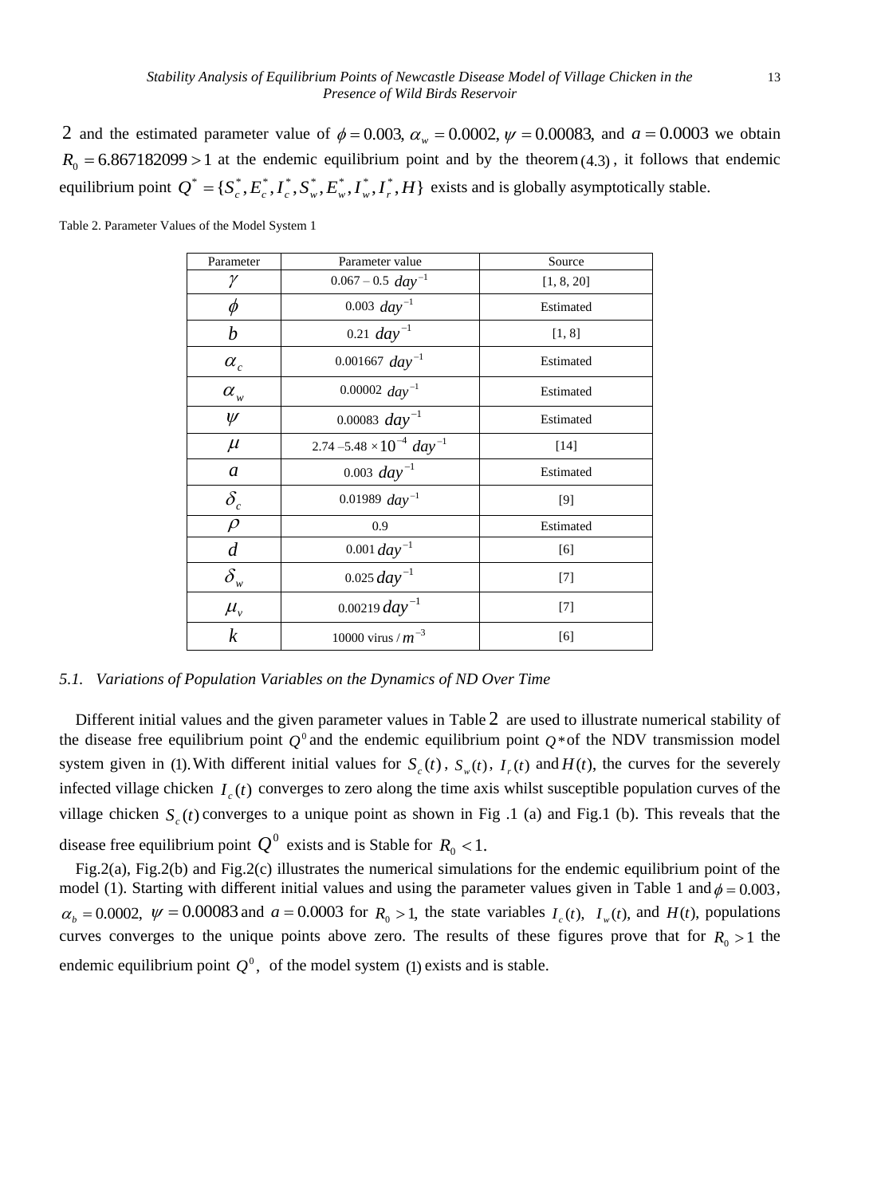2 and the estimated parameter value of $\phi = 0.003$, $\alpha_w = 0.0002$, $\psi = 0.00083$, and $a = 0.0003$ we obtain $R_0 = 6.867182099 > 1$ at the endemic equilibrium point and by the theorem (4.3), it follows that endemic equilibrium point $Q^* = \{S_c^*, E_c^*, I_c^*, S_w^*, E_w^*, I_w^*, I_r^*, H\}$ exists and is globally asymptotically stable.

Table 2. Parameter Values of the Model System 1

| Parameter | Parameter value | Source |
|---|---|---|
| $\gamma$ | 0.067 – 0.5 $day^{-1}$ | [1, 8, 20] |
| $\phi$ | 0.003 $day^{-1}$ | Estimated |
| $b$ | 0.21 $day^{-1}$ | [1, 8] |
| $\alpha_c$ | 0.001667 $day^{-1}$ | Estimated |
| $\alpha_w$ | 0.00002 $day^{-1}$ | Estimated |
| $\psi$ | 0.00083 $day^{-1}$ | Estimated |
| $\mu$ | 2.74 –5.48 $\times 10^{-4}$ $day^{-1}$ | [14] |
| $a$ | 0.003 $day^{-1}$ | Estimated |
| $\delta_c$ | 0.01989 $day^{-1}$ | [9] |
| $\rho$ | 0.9 | Estimated |
| $d$ | 0.001 $day^{-1}$ | [6] |
| $\delta_w$ | 0.025 $day^{-1}$ | [7] |
| $\mu_v$ | 0.00219 $day^{-1}$ | [7] |
| $k$ | 10000 virus / $m^{-3}$ | [6] |

### *5.1. Variations of Population Variables on the Dynamics of ND Over Time*

Different initial values and the given parameter values in Table 2 are used to illustrate numerical stability of the disease free equilibrium point $Q^0$ and the endemic equilibrium point $Q*$ of the NDV transmission model system given in (1). With different initial values for $S_c(t)$, $S_w(t)$, $I_r(t)$ and $H(t)$, the curves for the severely infected village chicken $I_c(t)$ converges to zero along the time axis whilst susceptible population curves of the village chicken $S_c(t)$ converges to a unique point as shown in Fig .1 (a) and Fig.1 (b). This reveals that the disease free equilibrium point $Q^0$ exists and is Stable for $R_0 < 1$.

Fig.2(a), Fig.2(b) and Fig.2(c) illustrates the numerical simulations for the endemic equilibrium point of the model (1). Starting with different initial values and using the parameter values given in Table 1 and $\phi = 0.003$, $\alpha_b = 0.0002$, $\psi = 0.00083$ and $a = 0.0003$ for $R_0 > 1$, the state variables $I_c(t)$, $I_w(t)$, and $H(t)$, populations curves converges to the unique points above zero. The results of these figures prove that for $R_0 > 1$ the endemic equilibrium point $Q^0$, of the model system (1) exists and is stable.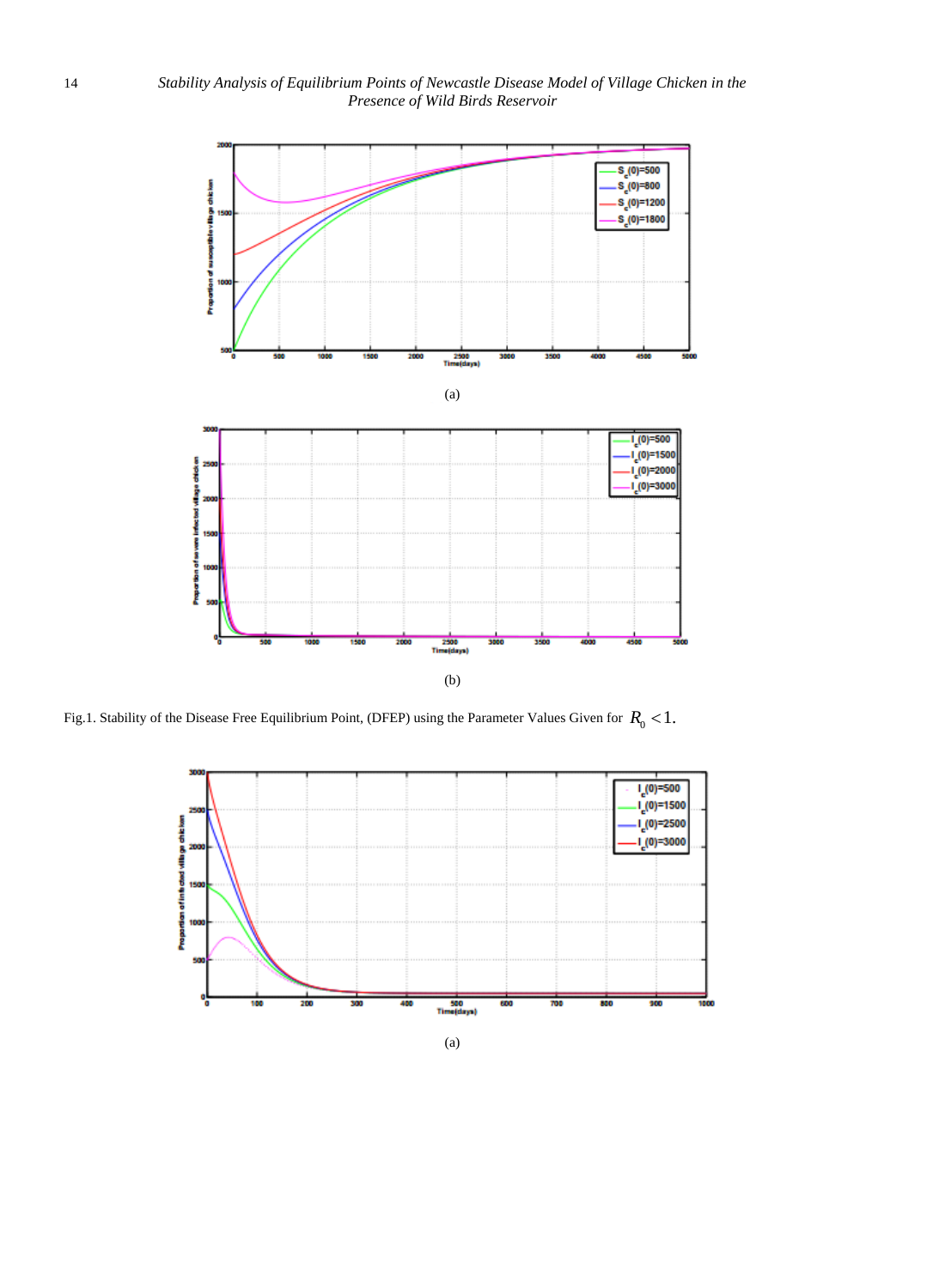(a)

(b)

Fig.1. Stability of the Disease Free Equilibrium Point, (DFEP) using the Parameter Values Given for $R_0 < 1$.

(a)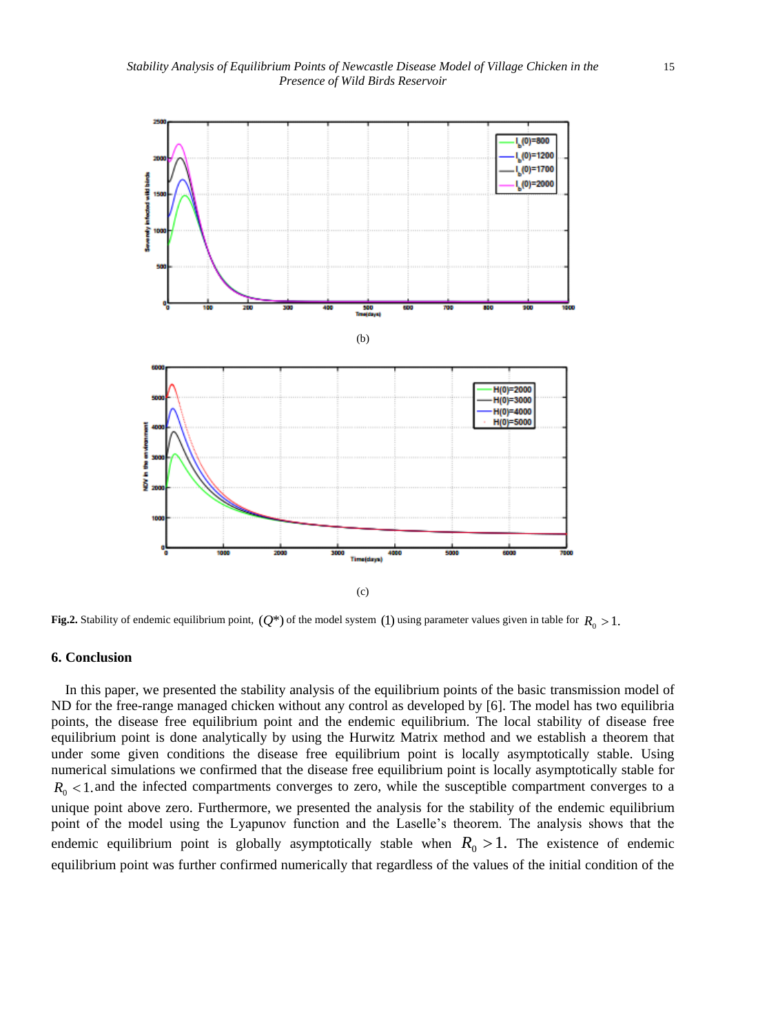(b)

(c)

**Fig.2.** Stability of endemic equilibrium point, $(Q^*)$ of the model system $(1)$ using parameter values given in table for $R_0 > 1$.

## 6. Conclusion

In this paper, we presented the stability analysis of the equilibrium points of the basic transmission model of ND for the free-range managed chicken without any control as developed by [6]. The model has two equilibria points, the disease free equilibrium point and the endemic equilibrium. The local stability of disease free equilibrium point is done analytically by using the Hurwitz Matrix method and we establish a theorem that under some given conditions the disease free equilibrium point is locally asymptotically stable. Using numerical simulations we confirmed that the disease free equilibrium point is locally asymptotically stable for $R_0 < 1$. and the infected compartments converges to zero, while the susceptible compartment converges to a unique point above zero. Furthermore, we presented the analysis for the stability of the endemic equilibrium point of the model using the Lyapunov function and the Laselle's theorem. The analysis shows that the endemic equilibrium point is globally asymptotically stable when $R_0 > 1$. The existence of endemic equilibrium point was further confirmed numerically that regardless of the values of the initial condition of the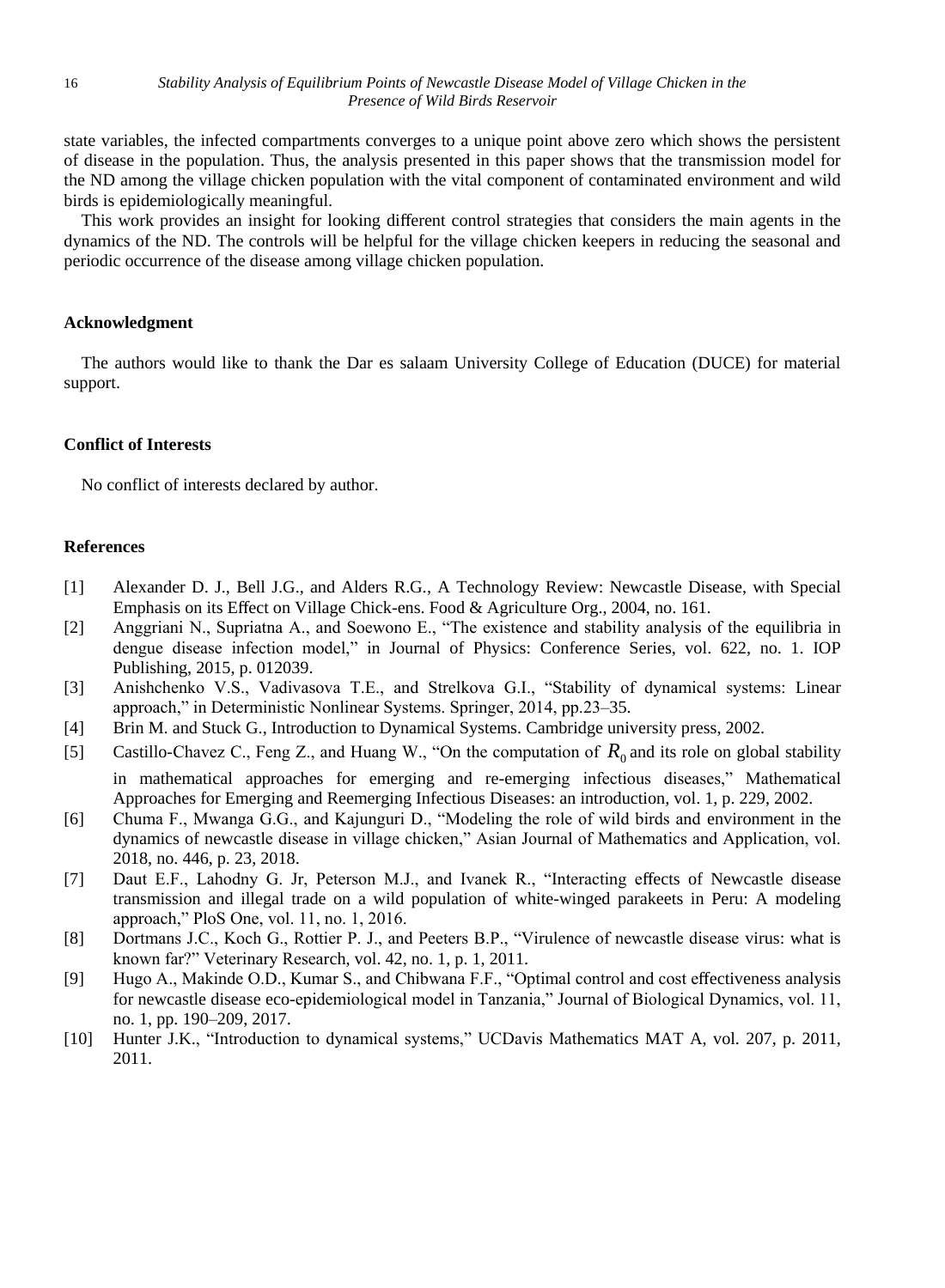state variables, the infected compartments converges to a unique point above zero which shows the persistent of disease in the population. Thus, the analysis presented in this paper shows that the transmission model for the ND among the village chicken population with the vital component of contaminated environment and wild birds is epidemiologically meaningful.

This work provides an insight for looking different control strategies that considers the main agents in the dynamics of the ND. The controls will be helpful for the village chicken keepers in reducing the seasonal and periodic occurrence of the disease among village chicken population.

## Acknowledgment

The authors would like to thank the Dar es salaam University College of Education (DUCE) for material support.

## Conflict of Interests

No conflict of interests declared by author.

## References

[1] Alexander D. J., Bell J.G., and Alders R.G., A Technology Review: Newcastle Disease, with Special Emphasis on its Effect on Village Chick-ens. Food & Agriculture Org., 2004, no. 161.

[2] Anggriani N., Supriatna A., and Soewono E., "The existence and stability analysis of the equilibria in dengue disease infection model," in Journal of Physics: Conference Series, vol. 622, no. 1. IOP Publishing, 2015, p. 012039.

[3] Anishchenko V.S., Vadivasova T.E., and Strelkova G.I., "Stability of dynamical systems: Linear approach," in Deterministic Nonlinear Systems. Springer, 2014, pp.23–35.

[4] Brin M. and Stuck G., Introduction to Dynamical Systems. Cambridge university press, 2002.

[5] Castillo-Chavez C., Feng Z., and Huang W., "On the computation of $R_0$ and its role on global stability in mathematical approaches for emerging and re-emerging infectious diseases," Mathematical Approaches for Emerging and Reemerging Infectious Diseases: an introduction, vol. 1, p. 229, 2002.

[6] Chuma F., Mwanga G.G., and Kajunguri D., "Modeling the role of wild birds and environment in the dynamics of newcastle disease in village chicken," Asian Journal of Mathematics and Application, vol. 2018, no. 446, p. 23, 2018.

[7] Daut E.F., Lahodny G. Jr, Peterson M.J., and Ivanek R., "Interacting effects of Newcastle disease transmission and illegal trade on a wild population of white-winged parakeets in Peru: A modeling approach," PloS One, vol. 11, no. 1, 2016.

[8] Dortmans J.C., Koch G., Rottier P. J., and Peeters B.P., "Virulence of newcastle disease virus: what is known far?" Veterinary Research, vol. 42, no. 1, p. 1, 2011.

[9] Hugo A., Makinde O.D., Kumar S., and Chibwana F.F., "Optimal control and cost effectiveness analysis for newcastle disease eco-epidemiological model in Tanzania," Journal of Biological Dynamics, vol. 11, no. 1, pp. 190–209, 2017.

[10] Hunter J.K., "Introduction to dynamical systems," UCDavis Mathematics MAT A, vol. 207, p. 2011, 2011.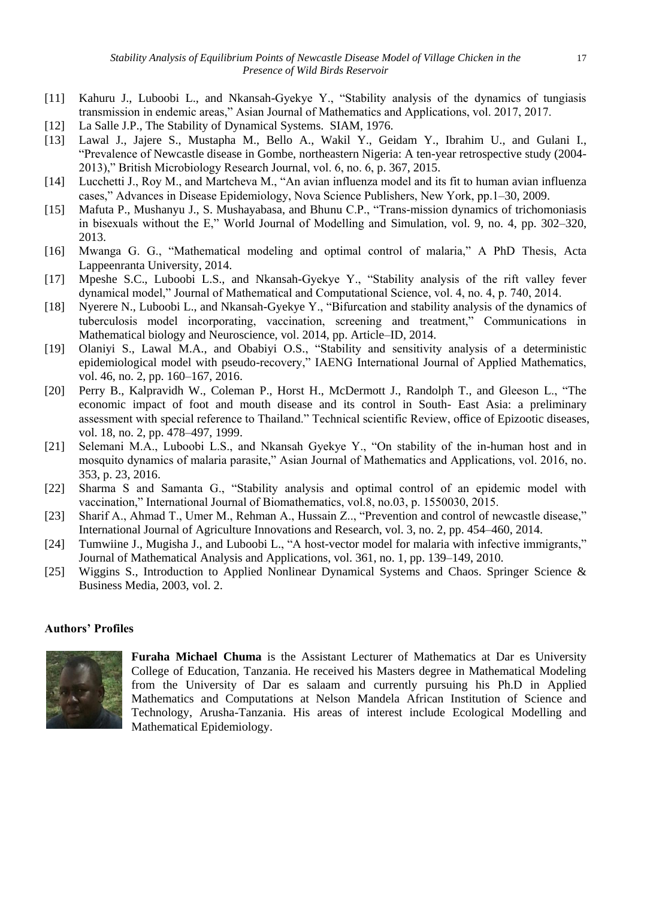[11] Kahuru J., Luboobi L., and Nkansah-Gyekye Y., "Stability analysis of the dynamics of tungiasis transmission in endemic areas," Asian Journal of Mathematics and Applications, vol. 2017, 2017.

[12] La Salle J.P., The Stability of Dynamical Systems. SIAM, 1976.

[13] Lawal J., Jajere S., Mustapha M., Bello A., Wakil Y., Geidam Y., Ibrahim U., and Gulani I., "Prevalence of Newcastle disease in Gombe, northeastern Nigeria: A ten-year retrospective study (2004-2013)," British Microbiology Research Journal, vol. 6, no. 6, p. 367, 2015.

[14] Lucchetti J., Roy M., and Martcheva M., "An avian influenza model and its fit to human avian influenza cases," Advances in Disease Epidemiology, Nova Science Publishers, New York, pp.1–30, 2009.

[15] Mafuta P., Mushanyu J., S. Mushayabasa, and Bhunu C.P., "Trans-mission dynamics of trichomoniasis in bisexuals without the E," World Journal of Modelling and Simulation, vol. 9, no. 4, pp. 302–320, 2013.

[16] Mwanga G. G., "Mathematical modeling and optimal control of malaria," A PhD Thesis, Acta Lappeenranta University, 2014.

[17] Mpeshe S.C., Luboobi L.S., and Nkansah-Gyekye Y., "Stability analysis of the rift valley fever dynamical model," Journal of Mathematical and Computational Science, vol. 4, no. 4, p. 740, 2014.

[18] Nyerere N., Luboobi L., and Nkansah-Gyekye Y., "Bifurcation and stability analysis of the dynamics of tuberculosis model incorporating, vaccination, screening and treatment," Communications in Mathematical biology and Neuroscience, vol. 2014, pp. Article–ID, 2014.

[19] Olaniyi S., Lawal M.A., and Obabiyi O.S., "Stability and sensitivity analysis of a deterministic epidemiological model with pseudo-recovery," IAENG International Journal of Applied Mathematics, vol. 46, no. 2, pp. 160–167, 2016.

[20] Perry B., Kalpravidh W., Coleman P., Horst H., McDermott J., Randolph T., and Gleeson L., "The economic impact of foot and mouth disease and its control in South- East Asia: a preliminary assessment with special reference to Thailand." Technical scientific Review, office of Epizootic diseases, vol. 18, no. 2, pp. 478–497, 1999.

[21] Selemani M.A., Luboobi L.S., and Nkansah Gyekye Y., "On stability of the in-human host and in mosquito dynamics of malaria parasite," Asian Journal of Mathematics and Applications, vol. 2016, no. 353, p. 23, 2016.

[22] Sharma S and Samanta G., "Stability analysis and optimal control of an epidemic model with vaccination," International Journal of Biomathematics, vol.8, no.03, p. 1550030, 2015.

[23] Sharif A., Ahmad T., Umer M., Rehman A., Hussain Z.., "Prevention and control of newcastle disease," International Journal of Agriculture Innovations and Research, vol. 3, no. 2, pp. 454–460, 2014.

[24] Tumwiine J., Mugisha J., and Luboobi L., "A host-vector model for malaria with infective immigrants," Journal of Mathematical Analysis and Applications, vol. 361, no. 1, pp. 139–149, 2010.

[25] Wiggins S., Introduction to Applied Nonlinear Dynamical Systems and Chaos. Springer Science & Business Media, 2003, vol. 2.

**Authors' Profiles**

**Furaha Michael Chuma** is the Assistant Lecturer of Mathematics at Dar es University College of Education, Tanzania. He received his Masters degree in Mathematical Modeling from the University of Dar es salaam and currently pursuing his Ph.D in Applied Mathematics and Computations at Nelson Mandela African Institution of Science and Technology, Arusha-Tanzania. His areas of interest include Ecological Modelling and Mathematical Epidemiology.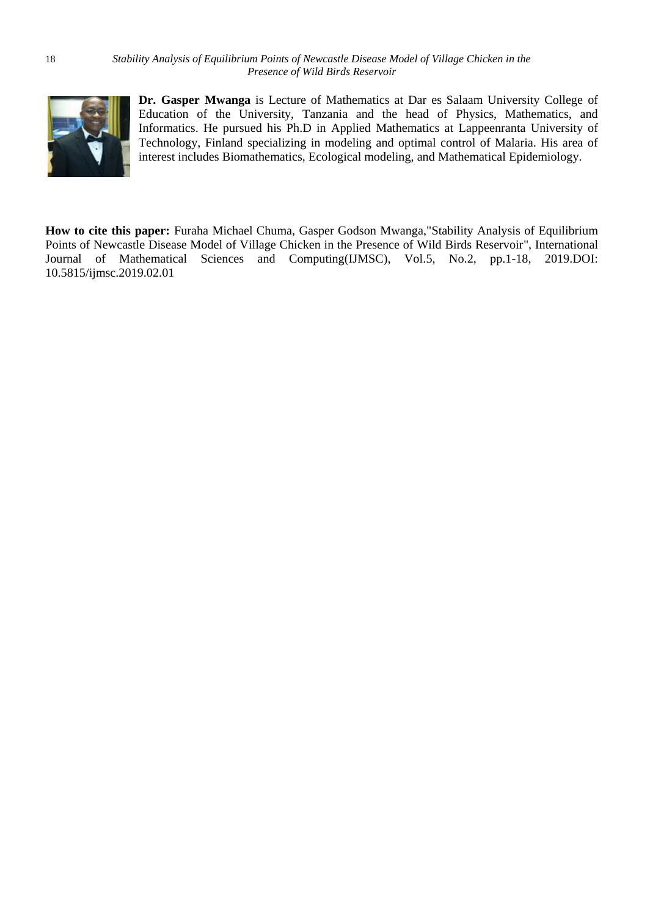**Dr. Gasper Mwanga** is Lecture of Mathematics at Dar es Salaam University College of Education of the University, Tanzania and the head of Physics, Mathematics, and Informatics. He pursued his Ph.D in Applied Mathematics at Lappeenranta University of Technology, Finland specializing in modeling and optimal control of Malaria. His area of interest includes Biomathematics, Ecological modeling, and Mathematical Epidemiology.

**How to cite this paper:** Furaha Michael Chuma, Gasper Godson Mwanga,"Stability Analysis of Equilibrium Points of Newcastle Disease Model of Village Chicken in the Presence of Wild Birds Reservoir", International Journal of Mathematical Sciences and Computing(IJMSC), Vol.5, No.2, pp.1-18, 2019.DOI: 10.5815/ijmsc.2019.02.01